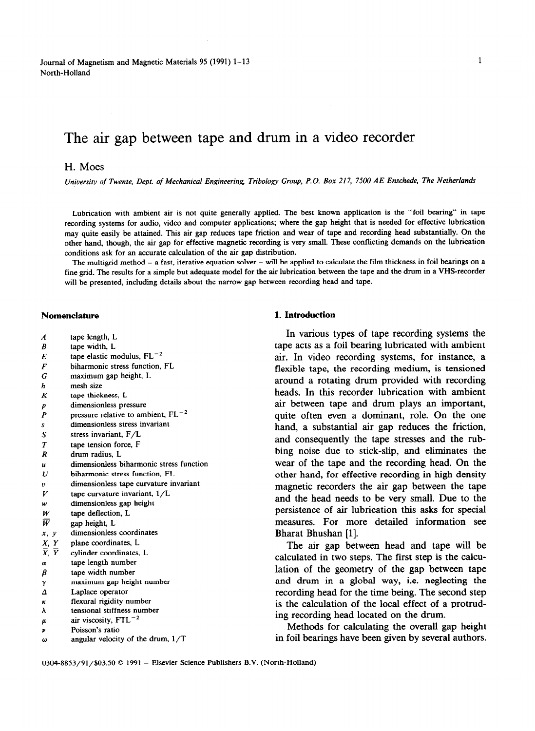# The air gap between tape and drum in a video recorder

H. Moes

*University of Twente, Dept. of Mechanical Engineering, Tribology Group, P.O. Box 217, 7500 AE Enschede, The Netherlands*

Lubrication with ambient air is not quite generally applied. The best known application is the "foil bearing" in tape recording systems for audio, video and computer applications; where the gap height that is needed for effective lubrication may quite easily be attained. This air gap reduces tape friction and wear of tape and recording head substantially. On the other hand, though, the air gap for effective magnetic recording is very small. These conflicting demands on the lubrication conditions ask for an accurate calculation of the air gap distribution.

The multigrid method – a fast, iterative equation solver – will be applied to calculate the film thickness in foil bearings on a fine grid. The results for a simple but adequate model for the air lubrication between the tape and the drum in a VHS-recorder will be presented, including details about the narrow gap between recording head and tape.

## Nomenclature

| | |
|---|---|
| $A$ | tape length, L |
| $B$ | tape width, L |
| $E$ | tape elastic modulus, $FL^{-2}$ |
| $F$ | biharmonic stress function, FL |
| $G$ | maximum gap height, L |
| $h$ | mesh size |
| $K$ | tape thickness, L |
| $p$ | dimensionless pressure |
| $P$ | pressure relative to ambient, $FL^{-2}$ |
| $s$ | dimensionless stress invariant |
| $S$ | stress invariant, F/L |
| $T$ | tape tension force, F |
| $R$ | drum radius, L |
| $u$ | dimensionless biharmonic stress function |
| $U$ | biharmonic stress function, FL |
| $v$ | dimensionless tape curvature invariant |
| $V$ | tape curvature invariant, 1/L |
| $w$ | dimensionless gap height |
| $W$ | tape deflection, L |
| $\overline{W}$ | gap height, L |
| $x$, $y$ | dimensionless coordinates |
| $X$, $Y$ | plane coordinates, L |
| $\overline{X}$, $\overline{Y}$ | cylinder coordinates, L |
| $\alpha$ | tape length number |
| $\beta$ | tape width number |
| $\gamma$ | maximum gap height number |
| $\Delta$ | Laplace operator |
| $\kappa$ | flexural rigidity number |
| $\lambda$ | tensional stiffness number |
| $\mu$ | air viscosity, $FTL^{-2}$ |
| $\nu$ | Poisson's ratio |
| $\omega$ | angular velocity of the drum, 1/T |

## 1. Introduction

In various types of tape recording systems the tape acts as a foil bearing lubricated with ambient air. In video recording systems, for instance, a flexible tape, the recording medium, is tensioned around a rotating drum provided with recording heads. In this recorder lubrication with ambient air between tape and drum plays an important, quite often even a dominant, role. On the one hand, a substantial air gap reduces the friction, and consequently the tape stresses and the rubbing noise due to stick-slip, and eliminates the wear of the tape and the recording head. On the other hand, for effective recording in high density magnetic recorders the air gap between the tape and the head needs to be very small. Due to the persistence of air lubrication this asks for special measures. For more detailed information see Bharat Bhushan [1].

The air gap between head and tape will be calculated in two steps. The first step is the calculation of the geometry of the gap between tape and drum in a global way, i.e. neglecting the recording head for the time being. The second step is the calculation of the local effect of a protruding recording head located on the drum.

Methods for calculating the overall gap height in foil bearings have been given by several authors.

0304-8853/91/$03.50 © 1991 – Elsevier Science Publishers B.V. (North-Holland)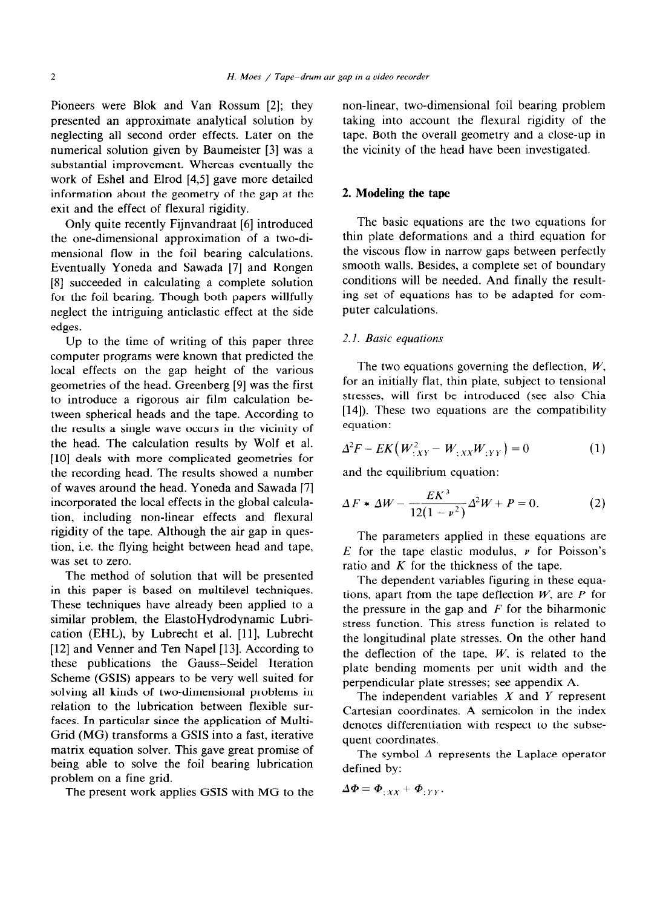Pioneers were Blok and Van Rossum [2]; they presented an approximate analytical solution by neglecting all second order effects. Later on the numerical solution given by Baumeister [3] was a substantial improvement. Whereas eventually the work of Eshel and Elrod [4,5] gave more detailed information about the geometry of the gap at the exit and the effect of flexural rigidity.

Only quite recently Fijnvandraat [6] introduced the one-dimensional approximation of a two-dimensional flow in the foil bearing calculations. Eventually Yoneda and Sawada [7] and Rongen [8] succeeded in calculating a complete solution for the foil bearing. Though both papers willfully neglect the intriguing anticlastic effect at the side edges.

Up to the time of writing of this paper three computer programs were known that predicted the local effects on the gap height of the various geometries of the head. Greenberg [9] was the first to introduce a rigorous air film calculation between spherical heads and the tape. According to the results a single wave occurs in the vicinity of the head. The calculation results by Wolf et al. [10] deals with more complicated geometries for the recording head. The results showed a number of waves around the head. Yoneda and Sawada [7] incorporated the local effects in the global calculation, including non-linear effects and flexural rigidity of the tape. Although the air gap in question, i.e. the flying height between head and tape, was set to zero.

The method of solution that will be presented in this paper is based on multilevel techniques. These techniques have already been applied to a similar problem, the ElastoHydrodynamic Lubrication (EHL), by Lubrecht et al. [11], Lubrecht [12] and Venner and Ten Napel [13]. According to these publications the Gauss–Seidel Iteration Scheme (GSIS) appears to be very well suited for solving all kinds of two-dimensional problems in relation to the lubrication between flexible surfaces. In particular since the application of Multi-Grid (MG) transforms a GSIS into a fast, iterative matrix equation solver. This gave great promise of being able to solve the foil bearing lubrication problem on a fine grid.

The present work applies GSIS with MG to the non-linear, two-dimensional foil bearing problem taking into account the flexural rigidity of the tape. Both the overall geometry and a close-up in the vicinity of the head have been investigated.

## 2. Modeling the tape

The basic equations are the two equations for thin plate deformations and a third equation for the viscous flow in narrow gaps between perfectly smooth walls. Besides, a complete set of boundary conditions will be needed. And finally the resulting set of equations has to be adapted for computer calculations.

### 2.1. Basic equations

The two equations governing the deflection, $W$, for an initially flat, thin plate, subject to tensional stresses, will first be introduced (see also Chia [14]). These two equations are the compatibility equation:

$$\Delta^2 F - EK\left(W_{;XY}^2 - W_{;XX} W_{;YY}\right) = 0 \tag{1}$$

and the equilibrium equation:

$$\Delta F * \Delta W - \frac{EK^3}{12(1-\nu^2)} \Delta^2 W + P = 0. \tag{2}$$

The parameters applied in these equations are $E$ for the tape elastic modulus, $\nu$ for Poisson's ratio and $K$ for the thickness of the tape.

The dependent variables figuring in these equations, apart from the tape deflection $W$, are $P$ for the pressure in the gap and $F$ for the biharmonic stress function. This stress function is related to the longitudinal plate stresses. On the other hand the deflection of the tape, $W$, is related to the plate bending moments per unit width and the perpendicular plate stresses; see appendix A.

The independent variables $X$ and $Y$ represent Cartesian coordinates. A semicolon in the index denotes differentiation with respect to the subsequent coordinates.

The symbol $\Delta$ represents the Laplace operator defined by:

$$\Delta \Phi \equiv \Phi_{;XX} + \Phi_{;YY}.$$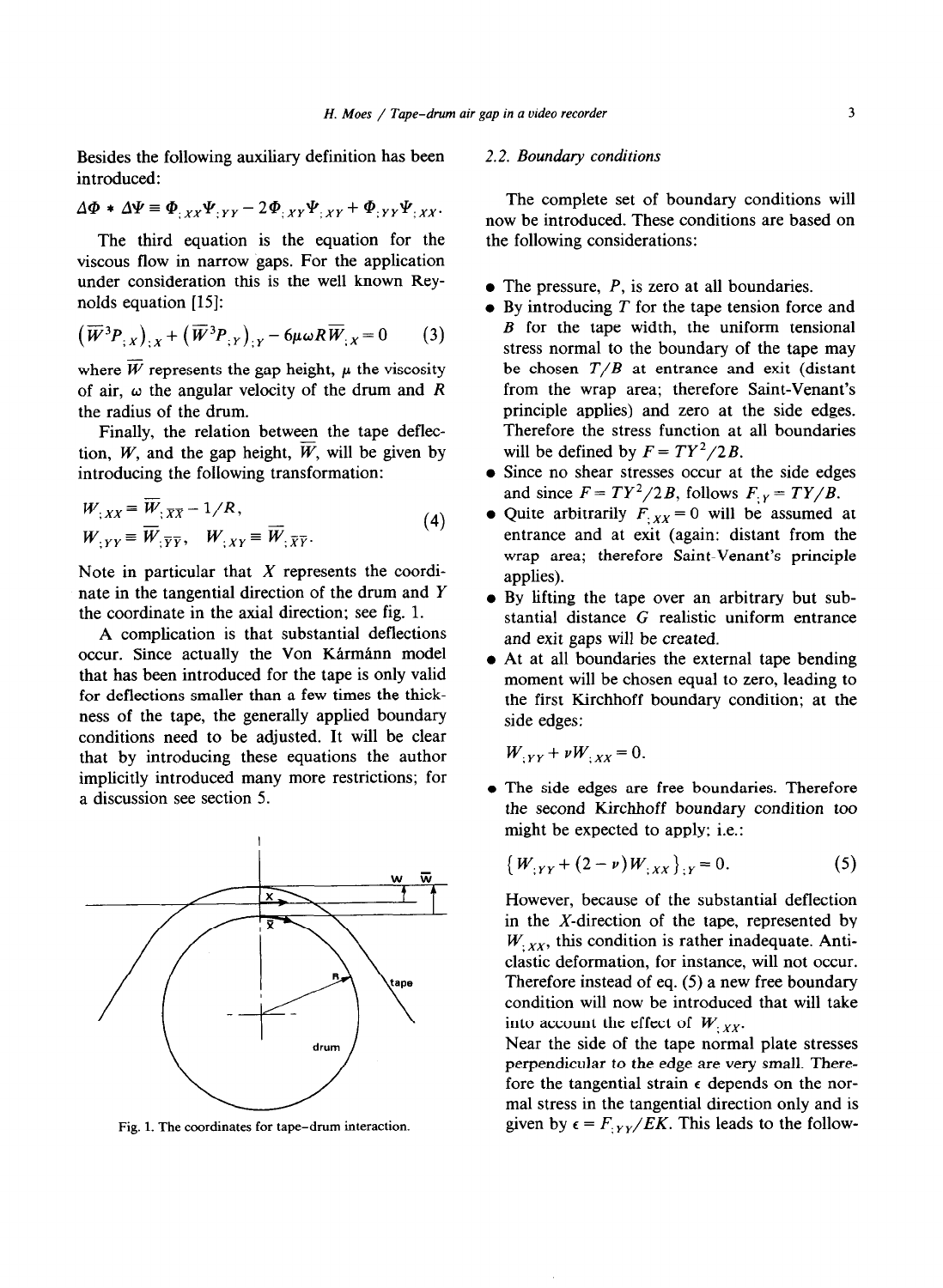Besides the following auxiliary definition has been introduced:

$$\Delta\Phi * \Delta\Psi \equiv \Phi_{;XX}\Psi_{;YY} - 2\Phi_{;XY}\Psi_{;XY} + \Phi_{;YY}\Psi_{;XX}.$$

The third equation is the equation for the viscous flow in narrow gaps. For the application under consideration this is the well known Reynolds equation [15]:

$$\left(\overline{W}^3 P_{;X}\right)_{;X} + \left(\overline{W}^3 P_{;Y}\right)_{;Y} - 6\mu\omega R \overline{W}_{;X} = 0 \tag{3}$$

where $\overline{W}$ represents the gap height, $\mu$ the viscosity of air, $\omega$ the angular velocity of the drum and $R$ the radius of the drum.

Finally, the relation between the tape deflection, $W$, and the gap height, $\overline{W}$, will be given by introducing the following transformation:

$$\begin{aligned} W_{;XX} &\equiv \overline{W}_{;\overline{X}\overline{X}} - 1/R, \\ W_{;YY} &\equiv \overline{W}_{;\overline{Y}\overline{Y}}, \quad W_{;XY} \equiv \overline{W}_{;\overline{X}\overline{Y}}. \end{aligned} \tag{4}$$

Note in particular that $X$ represents the coordinate in the tangential direction of the drum and $Y$ the coordinate in the axial direction; see fig. 1.

A complication is that substantial deflections occur. Since actually the Von Kármánn model that has been introduced for the tape is only valid for deflections smaller than a few times the thickness of the tape, the generally applied boundary conditions need to be adjusted. It will be clear that by introducing these equations the author implicitly introduced many more restrictions; for a discussion see section 5.

Fig. 1. The coordinates for tape–drum interaction.

### 2.2. Boundary conditions

The complete set of boundary conditions will now be introduced. These conditions are based on the following considerations:

- The pressure, $P$, is zero at all boundaries.
- By introducing $T$ for the tape tension force and $B$ for the tape width, the uniform tensional stress normal to the boundary of the tape may be chosen $T/B$ at entrance and exit (distant from the wrap area; therefore Saint-Venant's principle applies) and zero at the side edges. Therefore the stress function at all boundaries will be defined by $F = TY^2/2B$.
- Since no shear stresses occur at the side edges and since $F = TY^2/2B$, follows $F_{;Y} = TY/B$.
- Quite arbitrarily $F_{;XX} = 0$ will be assumed at entrance and at exit (again: distant from the wrap area; therefore Saint-Venant's principle applies).
- By lifting the tape over an arbitrary but substantial distance $G$ realistic uniform entrance and exit gaps will be created.
- At at all boundaries the external tape bending moment will be chosen equal to zero, leading to the first Kirchhoff boundary condition; at the side edges:

  $$W_{;YY} + \nu W_{;XX} = 0.$$

- The side edges are free boundaries. Therefore the second Kirchhoff boundary condition too might be expected to apply; i.e.:

  $$\left\{W_{;YY} + (2 - \nu) W_{;XX}\right\}_{;Y} = 0. \tag{5}$$

  However, because of the substantial deflection in the $X$-direction of the tape, represented by $W_{;XX}$, this condition is rather inadequate. Anticlastic deformation, for instance, will not occur. Therefore instead of eq. (5) a new free boundary condition will now be introduced that will take into account the effect of $W_{;XX}$.

  Near the side of the tape normal plate stresses perpendicular to the edge are very small. Therefore the tangential strain $\epsilon$ depends on the normal stress in the tangential direction only and is given by $\epsilon = F_{;YY}/EK$. This leads to the follow-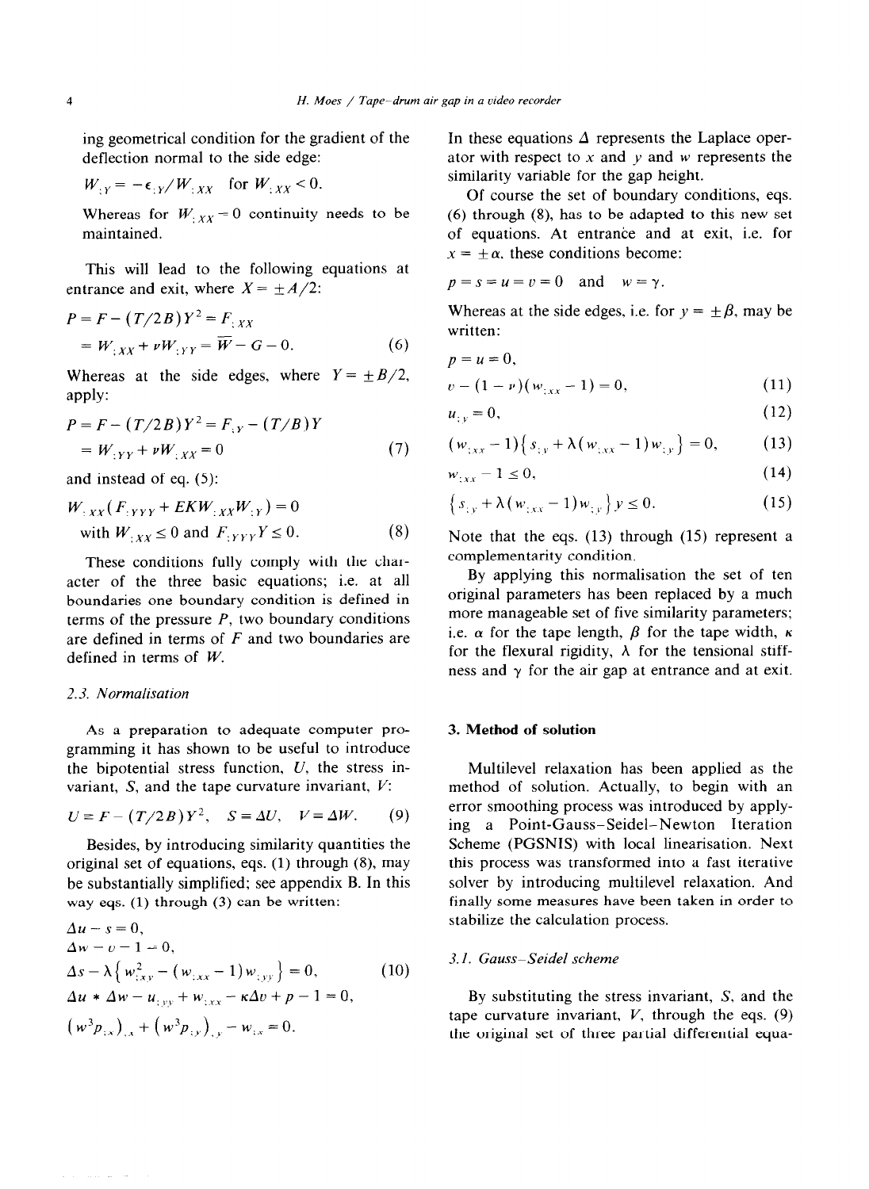ing geometrical condition for the gradient of the deflection normal to the side edge:

$$W_{;Y} = -\epsilon_{;Y}/W_{;XX} \quad \text{for } W_{;XX} < 0.$$

Whereas for $W_{;XX} = 0$ continuity needs to be maintained.

This will lead to the following equations at entrance and exit, where $X = \pm A/2$:

$$P = F - (T/2B)Y^2 = F_{;XX} = W_{;XX} + \nu W_{;YY} = \overline{W} - G - 0. \tag{6}$$

Whereas at the side edges, where $Y = \pm B/2$, apply:

$$P = F - (T/2B)Y^2 = F_{;Y} - (T/B)Y = W_{;YY} + \nu W_{;XX} = 0 \tag{7}$$

and instead of eq. (5):

$$W_{;XX}(F_{;YYY} + EKW_{;XX}W_{;Y}) = 0 \quad \text{with } W_{;XX} \leq 0 \text{ and } F_{;YYY}Y \leq 0. \tag{8}$$

These conditions fully comply with the character of the three basic equations; i.e. at all boundaries one boundary condition is defined in terms of the pressure $P$, two boundary conditions are defined in terms of $F$ and two boundaries are defined in terms of $W$.

### 2.3. Normalisation

As a preparation to adequate computer programming it has shown to be useful to introduce the bipotential stress function, $U$, the stress invariant, $S$, and the tape curvature invariant, $V$:

$$U = F - (T/2B)Y^2, \quad S = \Delta U, \quad V = \Delta W. \tag{9}$$

Besides, by introducing similarity quantities the original set of equations, eqs. (1) through (8), may be substantially simplified; see appendix B. In this way eqs. (1) through (3) can be written:

$$\begin{aligned}
&\Delta u - s = 0, \\
&\Delta w - v - 1 = 0, \\
&\Delta s - \lambda\{ w_{;xy}^2 - (w_{;xx} - 1) w_{;yy} \} = 0, \\
&\Delta u * \Delta w - u_{;yy} + w_{;xx} - \kappa \Delta v + p - 1 = 0, \\
&(w^3 p_{;x})_{;x} + (w^3 p_{;y})_{;y} - w_{;x} = 0.
\end{aligned} \tag{10}$$

In these equations $\Delta$ represents the Laplace operator with respect to $x$ and $y$ and $w$ represents the similarity variable for the gap height.

Of course the set of boundary conditions, eqs. (6) through (8), has to be adapted to this new set of equations. At entrance and at exit, i.e. for $x = \pm\alpha$, these conditions become:

$$p = s = u = v = 0 \quad \text{and} \quad w = \gamma.$$

Whereas at the side edges, i.e. for $y = \pm\beta$, may be written:

$$p = u = 0,$$

$$v - (1 - \nu)(w_{;xx} - 1) = 0, \tag{11}$$

$$u_{;y} = 0, \tag{12}$$

$$(w_{;xx} - 1)\{ s_{;y} + \lambda (w_{;xx} - 1) w_{;y} \} = 0, \tag{13}$$

$$w_{;xx} - 1 \leq 0, \tag{14}$$

$$\{ s_{;y} + \lambda (w_{;xx} - 1) w_{;y} \} y \leq 0. \tag{15}$$

Note that the eqs. (13) through (15) represent a complementarity condition.

By applying this normalisation the set of ten original parameters has been replaced by a much more manageable set of five similarity parameters; i.e. $\alpha$ for the tape length, $\beta$ for the tape width, $\kappa$ for the flexural rigidity, $\lambda$ for the tensional stiffness and $\gamma$ for the air gap at entrance and at exit.

## 3. Method of solution

Multilevel relaxation has been applied as the method of solution. Actually, to begin with an error smoothing process was introduced by applying a Point-Gauss-Seidel-Newton Iteration Scheme (PGSNIS) with local linearisation. Next this process was transformed into a fast iterative solver by introducing multilevel relaxation. And finally some measures have been taken in order to stabilize the calculation process.

### 3.1. Gauss–Seidel scheme

By substituting the stress invariant, $S$, and the tape curvature invariant, $V$, through the eqs. (9) the original set of three partial differential equa-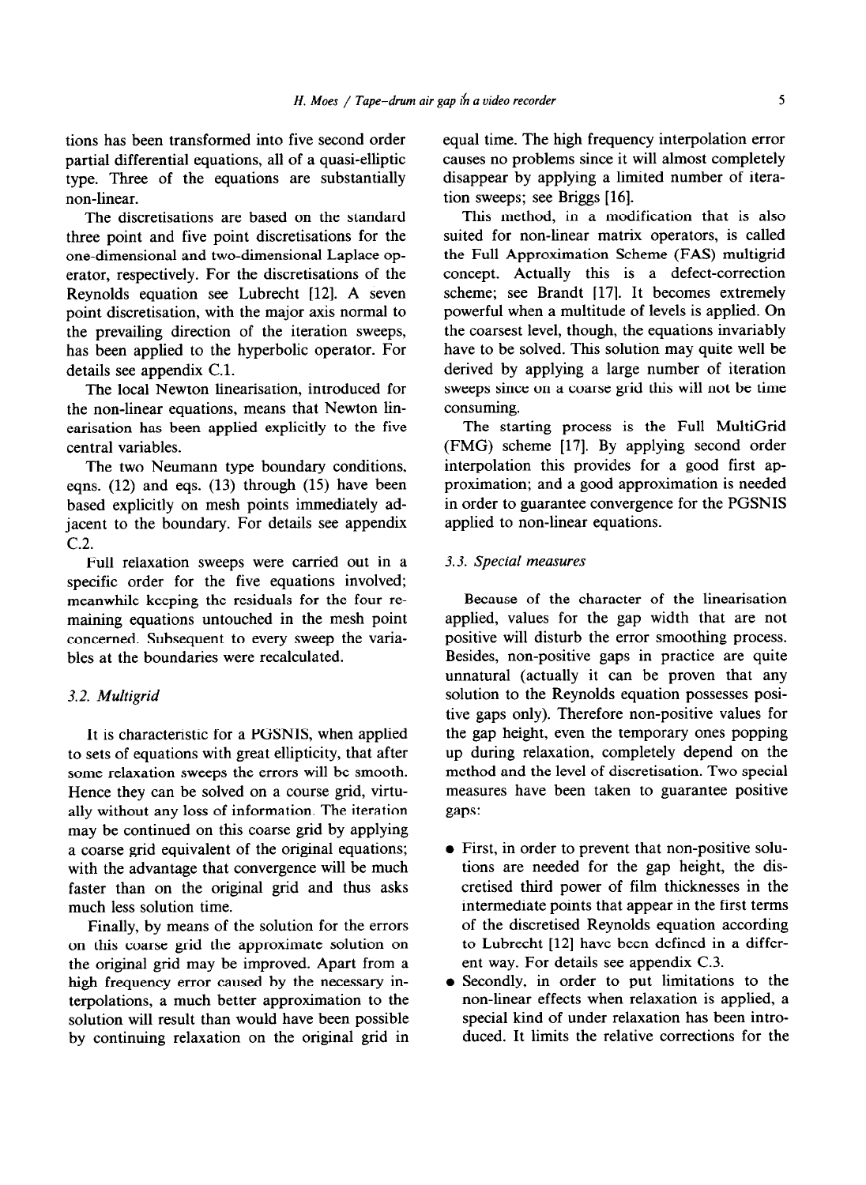tions has been transformed into five second order partial differential equations, all of a quasi-elliptic type. Three of the equations are substantially non-linear.

The discretisations are based on the standard three point and five point discretisations for the one-dimensional and two-dimensional Laplace operator, respectively. For the discretisations of the Reynolds equation see Lubrecht [12]. A seven point discretisation, with the major axis normal to the prevailing direction of the iteration sweeps, has been applied to the hyperbolic operator. For details see appendix C.1.

The local Newton linearisation, introduced for the non-linear equations, means that Newton linearisation has been applied explicitly to the five central variables.

The two Neumann type boundary conditions, eqns. (12) and eqs. (13) through (15) have been based explicitly on mesh points immediately adjacent to the boundary. For details see appendix C.2.

Full relaxation sweeps were carried out in a specific order for the five equations involved; meanwhile keeping the residuals for the four remaining equations untouched in the mesh point concerned. Subsequent to every sweep the variables at the boundaries were recalculated.

### 3.2. Multigrid

It is characteristic for a PGSNIS, when applied to sets of equations with great ellipticity, that after some relaxation sweeps the errors will be smooth. Hence they can be solved on a course grid, virtually without any loss of information. The iteration may be continued on this coarse grid by applying a coarse grid equivalent of the original equations; with the advantage that convergence will be much faster than on the original grid and thus asks much less solution time.

Finally, by means of the solution for the errors on this coarse grid the approximate solution on the original grid may be improved. Apart from a high frequency error caused by the necessary interpolations, a much better approximation to the solution will result than would have been possible by continuing relaxation on the original grid in equal time. The high frequency interpolation error causes no problems since it will almost completely disappear by applying a limited number of iteration sweeps; see Briggs [16].

This method, in a modification that is also suited for non-linear matrix operators, is called the Full Approximation Scheme (FAS) multigrid concept. Actually this is a defect-correction scheme; see Brandt [17]. It becomes extremely powerful when a multitude of levels is applied. On the coarsest level, though, the equations invariably have to be solved. This solution may quite well be derived by applying a large number of iteration sweeps since on a coarse grid this will not be time consuming.

The starting process is the Full MultiGrid (FMG) scheme [17]. By applying second order interpolation this provides for a good first approximation; and a good approximation is needed in order to guarantee convergence for the PGSNIS applied to non-linear equations.

### 3.3. Special measures

Because of the character of the linearisation applied, values for the gap width that are not positive will disturb the error smoothing process. Besides, non-positive gaps in practice are quite unnatural (actually it can be proven that any solution to the Reynolds equation possesses positive gaps only). Therefore non-positive values for the gap height, even the temporary ones popping up during relaxation, completely depend on the method and the level of discretisation. Two special measures have been taken to guarantee positive gaps:

- First, in order to prevent that non-positive solutions are needed for the gap height, the discretised third power of film thicknesses in the intermediate points that appear in the first terms of the discretised Reynolds equation according to Lubrecht [12] have been defined in a different way. For details see appendix C.3.
- Secondly, in order to put limitations to the non-linear effects when relaxation is applied, a special kind of under relaxation has been introduced. It limits the relative corrections for the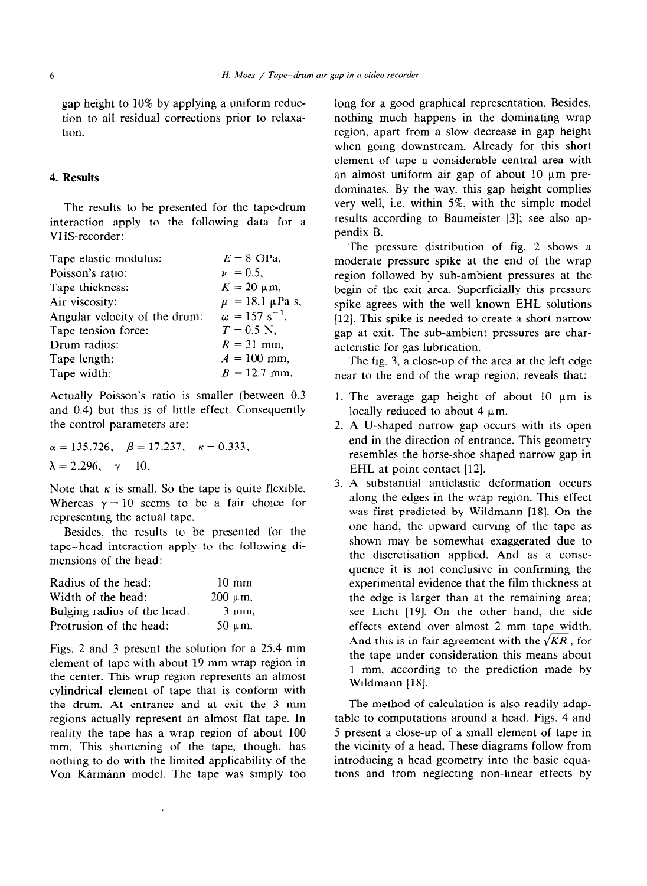gap height to 10% by applying a uniform reduction to all residual corrections prior to relaxation.

## 4. Results

The results to be presented for the tape-drum interaction apply to the following data for a VHS-recorder:

| | |
|---|---|
| Tape elastic modulus: | $E = 8$ GPa, |
| Poisson's ratio: | $\nu = 0.5$, |
| Tape thickness: | $K = 20$ μm, |
| Air viscosity: | $\mu = 18.1$ μPa s, |
| Angular velocity of the drum: | $\omega = 157\ \text{s}^{-1}$, |
| Tape tension force: | $T = 0.5$ N, |
| Drum radius: | $R = 31$ mm, |
| Tape length: | $A = 100$ mm, |
| Tape width: | $B = 12.7$ mm. |

Actually Poisson's ratio is smaller (between 0.3 and 0.4) but this is of little effect. Consequently the control parameters are:

$$\alpha = 135.726, \quad \beta = 17.237, \quad \kappa = 0.333,$$
$$\lambda = 2.296, \quad \gamma = 10.$$

Note that $\kappa$ is small. So the tape is quite flexible. Whereas $\gamma = 10$ seems to be a fair choice for representing the actual tape.

Besides, the results to be presented for the tape-head interaction apply to the following dimensions of the head:

| | |
|---|---|
| Radius of the head: | 10 mm |
| Width of the head: | 200 μm, |
| Bulging radius of the head: | 3 mm, |
| Protrusion of the head: | 50 μm. |

Figs. 2 and 3 present the solution for a 25.4 mm element of tape with about 19 mm wrap region in the center. This wrap region represents an almost cylindrical element of tape that is conform with the drum. At entrance and at exit the 3 mm regions actually represent an almost flat tape. In reality the tape has a wrap region of about 100 mm. This shortening of the tape, though, has nothing to do with the limited applicability of the Von Kàrmànn model. The tape was simply too long for a good graphical representation. Besides, nothing much happens in the dominating wrap region, apart from a slow decrease in gap height when going downstream. Already for this short element of tape a considerable central area with an almost uniform air gap of about 10 μm predominates. By the way, this gap height complies very well, i.e. within 5%, with the simple model results according to Baumeister [3]; see also appendix B.

The pressure distribution of fig. 2 shows a moderate pressure spike at the end of the wrap region followed by sub-ambient pressures at the begin of the exit area. Superficially this pressure spike agrees with the well known EHL solutions [12]. This spike is needed to create a short narrow gap at exit. The sub-ambient pressures are characteristic for gas lubrication.

The fig. 3, a close-up of the area at the left edge near to the end of the wrap region, reveals that:

1. The average gap height of about 10 μm is locally reduced to about 4 μm.
2. A U-shaped narrow gap occurs with its open end in the direction of entrance. This geometry resembles the horse-shoe shaped narrow gap in EHL at point contact [12].
3. A substantial anticlastic deformation occurs along the edges in the wrap region. This effect was first predicted by Wildmann [18]. On the one hand, the upward curving of the tape as shown may be somewhat exaggerated due to the discretisation applied. And as a consequence it is not conclusive in confirming the experimental evidence that the film thickness at the edge is larger than at the remaining area; see Licht [19]. On the other hand, the side effects extend over almost 2 mm tape width. And this is in fair agreement with the $\sqrt{KR}$, for the tape under consideration this means about 1 mm, according to the prediction made by Wildmann [18].

The method of calculation is also readily adaptable to computations around a head. Figs. 4 and 5 present a close-up of a small element of tape in the vicinity of a head. These diagrams follow from introducing a head geometry into the basic equations and from neglecting non-linear effects by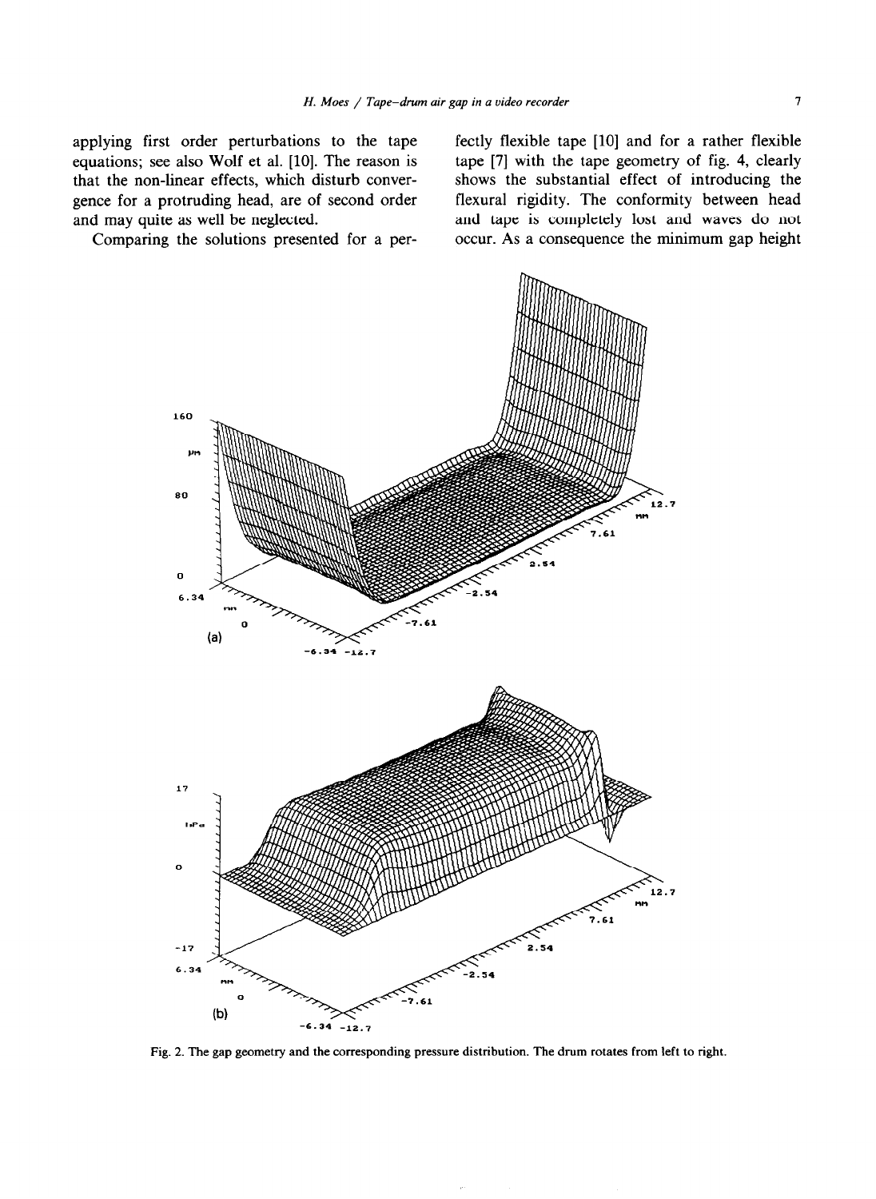applying first order perturbations to the tape equations; see also Wolf et al. [10]. The reason is that the non-linear effects, which disturb convergence for a protruding head, are of second order and may quite as well be neglected.

Comparing the solutions presented for a perfectly flexible tape [10] and for a rather flexible tape [7] with the tape geometry of fig. 4, clearly shows the substantial effect of introducing the flexural rigidity. The conformity between head and tape is completely lost and waves do not occur. As a consequence the minimum gap height

Fig. 2. The gap geometry and the corresponding pressure distribution. The drum rotates from left to right.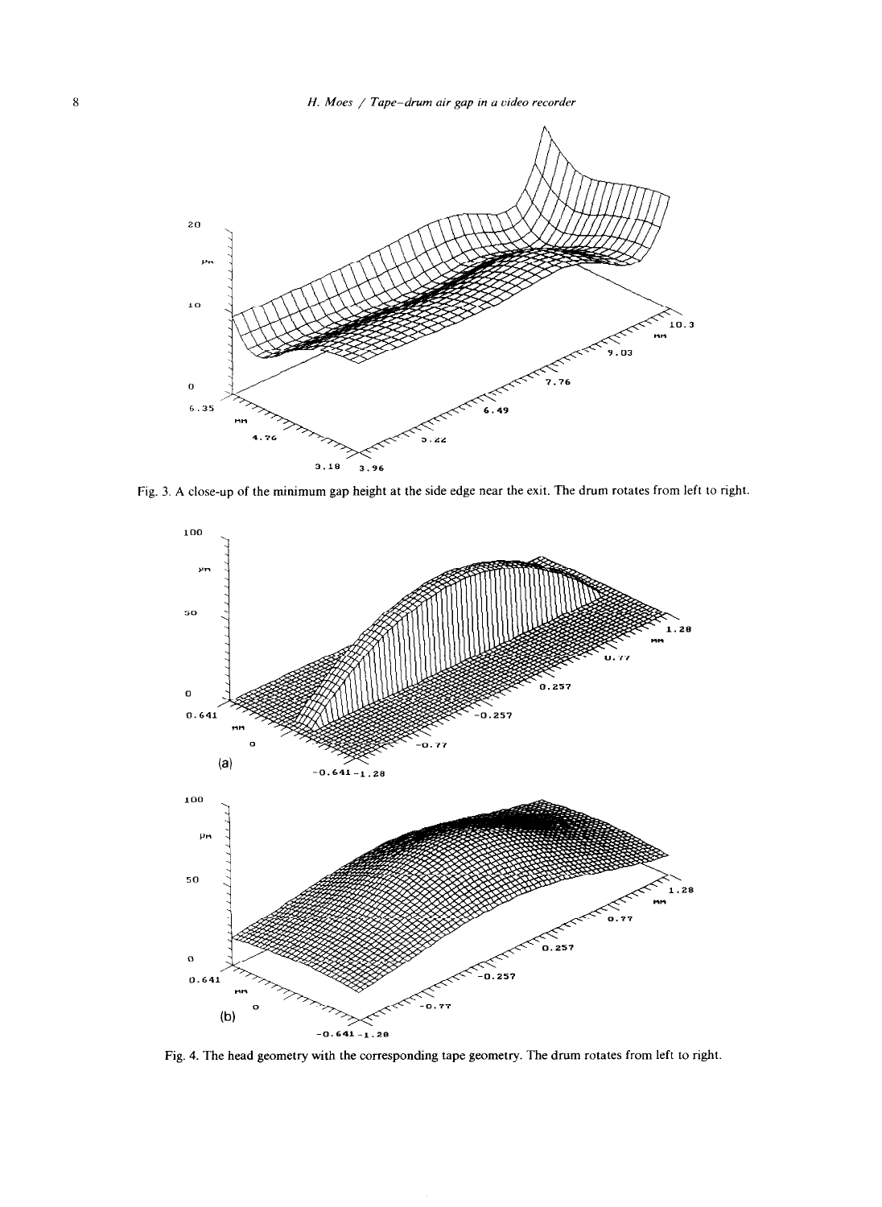Fig. 3. A close-up of the minimum gap height at the side edge near the exit. The drum rotates from left to right.

Fig. 4. The head geometry with the corresponding tape geometry. The drum rotates from left to right.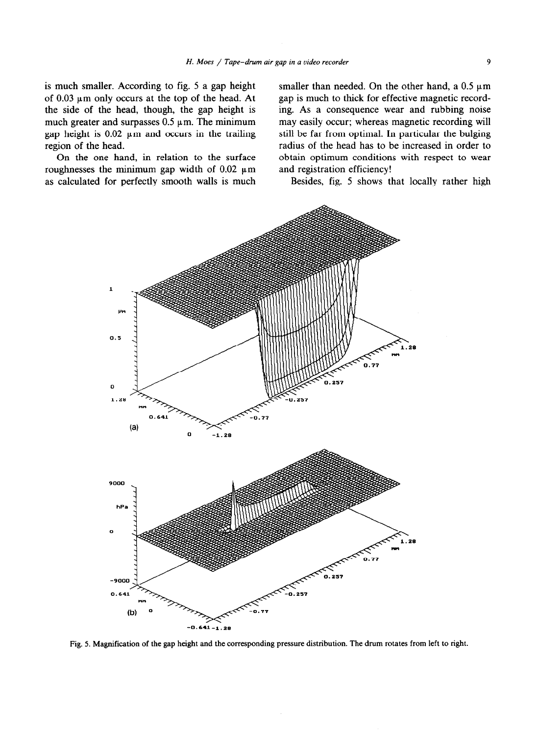is much smaller. According to fig. 5 a gap height of 0.03 μm only occurs at the top of the head. At the side of the head, though, the gap height is much greater and surpasses 0.5 μm. The minimum gap height is 0.02 μm and occurs in the trailing region of the head.

On the one hand, in relation to the surface roughnesses the minimum gap width of 0.02 μm as calculated for perfectly smooth walls is much smaller than needed. On the other hand, a 0.5 μm gap is much to thick for effective magnetic recording. As a consequence wear and rubbing noise may easily occur; whereas magnetic recording will still be far from optimal. In particular the bulging radius of the head has to be increased in order to obtain optimum conditions with respect to wear and registration efficiency!

Besides, fig. 5 shows that locally rather high

Fig. 5. Magnification of the gap height and the corresponding pressure distribution. The drum rotates from left to right.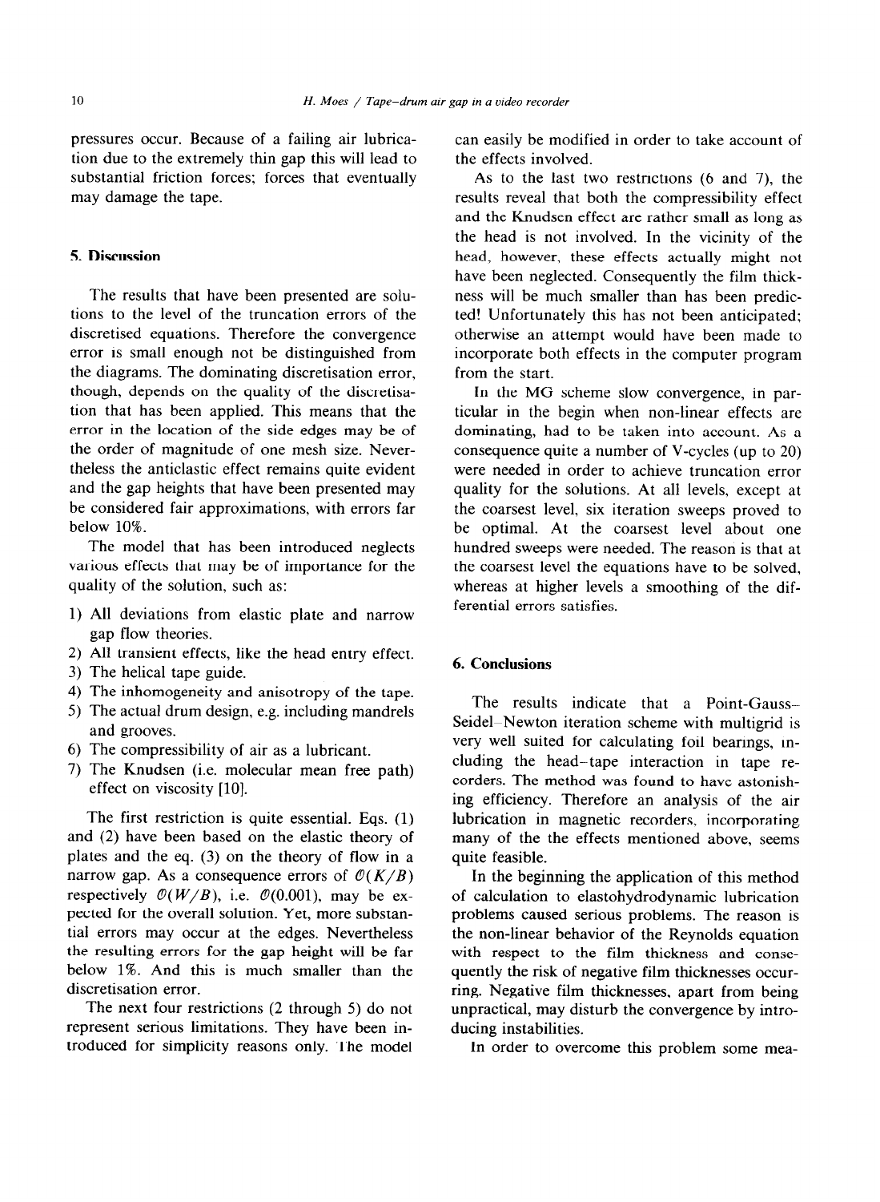pressures occur. Because of a failing air lubrication due to the extremely thin gap this will lead to substantial friction forces; forces that eventually may damage the tape.

## 5. Discussion

The results that have been presented are solutions to the level of the truncation errors of the discretised equations. Therefore the convergence error is small enough not be distinguished from the diagrams. The dominating discretisation error, though, depends on the quality of the discretisation that has been applied. This means that the error in the location of the side edges may be of the order of magnitude of one mesh size. Nevertheless the anticlastic effect remains quite evident and the gap heights that have been presented may be considered fair approximations, with errors far below 10%.

The model that has been introduced neglects various effects that may be of importance for the quality of the solution, such as:

1) All deviations from elastic plate and narrow gap flow theories.
2) All transient effects, like the head entry effect.
3) The helical tape guide.
4) The inhomogeneity and anisotropy of the tape.
5) The actual drum design, e.g. including mandrels and grooves.
6) The compressibility of air as a lubricant.
7) The Knudsen (i.e. molecular mean free path) effect on viscosity [10].

The first restriction is quite essential. Eqs. (1) and (2) have been based on the elastic theory of plates and the eq. (3) on the theory of flow in a narrow gap. As a consequence errors of $\mathcal{O}(K/B)$ respectively $\mathcal{O}(W/B)$, i.e. $\mathcal{O}(0.001)$, may be expected for the overall solution. Yet, more substantial errors may occur at the edges. Nevertheless the resulting errors for the gap height will be far below 1%. And this is much smaller than the discretisation error.

The next four restrictions (2 through 5) do not represent serious limitations. They have been introduced for simplicity reasons only. The model can easily be modified in order to take account of the effects involved.

As to the last two restrictions (6 and 7), the results reveal that both the compressibility effect and the Knudsen effect are rather small as long as the head is not involved. In the vicinity of the head, however, these effects actually might not have been neglected. Consequently the film thickness will be much smaller than has been predicted! Unfortunately this has not been anticipated; otherwise an attempt would have been made to incorporate both effects in the computer program from the start.

In the MG scheme slow convergence, in particular in the begin when non-linear effects are dominating, had to be taken into account. As a consequence quite a number of V-cycles (up to 20) were needed in order to achieve truncation error quality for the solutions. At all levels, except at the coarsest level, six iteration sweeps proved to be optimal. At the coarsest level about one hundred sweeps were needed. The reason is that at the coarsest level the equations have to be solved, whereas at higher levels a smoothing of the differential errors satisfies.

## 6. Conclusions

The results indicate that a Point-Gauss-Seidel-Newton iteration scheme with multigrid is very well suited for calculating foil bearings, including the head-tape interaction in tape recorders. The method was found to have astonishing efficiency. Therefore an analysis of the air lubrication in magnetic recorders, incorporating many of the the effects mentioned above, seems quite feasible.

In the beginning the application of this method of calculation to elastohydrodynamic lubrication problems caused serious problems. The reason is the non-linear behavior of the Reynolds equation with respect to the film thickness and consequently the risk of negative film thicknesses occurring. Negative film thicknesses, apart from being unpractical, may disturb the convergence by introducing instabilities.

In order to overcome this problem some mea-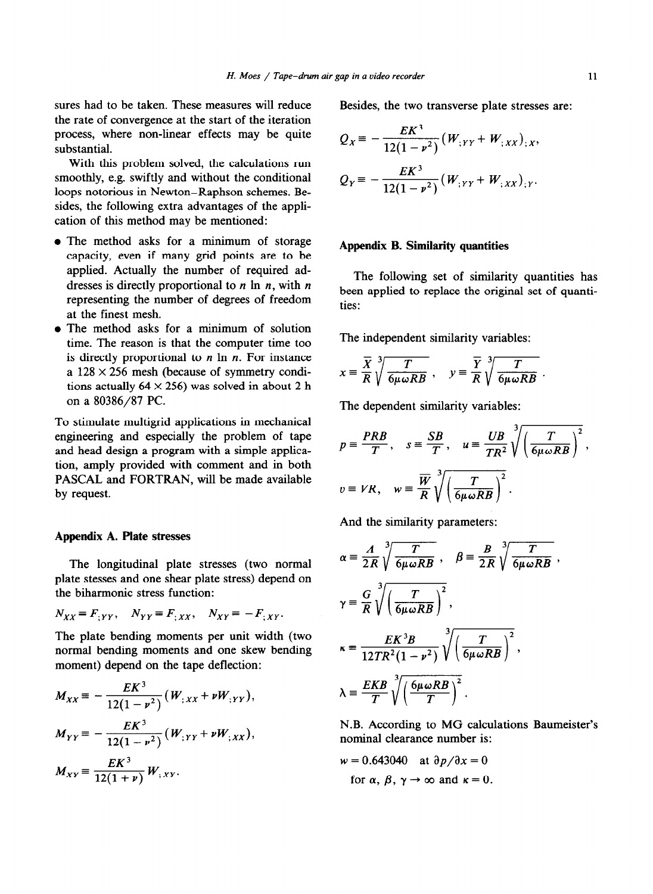sures had to be taken. These measures will reduce the rate of convergence at the start of the iteration process, where non-linear effects may be quite substantial.

With this problem solved, the calculations run smoothly, e.g. swiftly and without the conditional loops notorious in Newton–Raphson schemes. Besides, the following extra advantages of the application of this method may be mentioned:

- The method asks for a minimum of storage capacity, even if many grid points are to be applied. Actually the number of required addresses is directly proportional to $n \ln n$, with $n$ representing the number of degrees of freedom at the finest mesh.
- The method asks for a minimum of solution time. The reason is that the computer time too is directly proportional to $n \ln n$. For instance a $128 \times 256$ mesh (because of symmetry conditions actually $64 \times 256$) was solved in about 2 h on a 80386/87 PC.

To stimulate multigrid applications in mechanical engineering and especially the problem of tape and head design a program with a simple application, amply provided with comment and in both PASCAL and FORTRAN, will be made available by request.

## Appendix A. Plate stresses

The longitudinal plate stresses (two normal plate stesses and one shear plate stress) depend on the biharmonic stress function:

$$N_{XX} = F_{;YY}, \quad N_{YY} = F_{;XX}, \quad N_{XY} = -F_{;XY}.$$

The plate bending moments per unit width (two normal bending moments and one skew bending moment) depend on the tape deflection:

$$M_{XX} \equiv -\frac{EK^3}{12(1-\nu^2)}\left(W_{;XX} + \nu W_{;YY}\right),$$

$$M_{YY} \equiv -\frac{EK^3}{12(1-\nu^2)}\left(W_{;YY} + \nu W_{;XX}\right),$$

$$M_{XY} \equiv \frac{EK^3}{12(1+\nu)} W_{;XY}.$$

Besides, the two transverse plate stresses are:

$$Q_X \equiv -\frac{EK^3}{12(1-\nu^2)}\left(W_{;YY} + W_{;XX}\right)_{;X},$$

$$Q_Y \equiv -\frac{EK^3}{12(1-\nu^2)}\left(W_{;YY} + W_{;XX}\right)_{;Y}.$$

## Appendix B. Similarity quantities

The following set of similarity quantities has been applied to replace the original set of quantities:

The independent similarity variables:

$$x \equiv \frac{\bar{X}}{R}\sqrt[3]{\frac{T}{6\mu\omega RB}}, \quad y \equiv \frac{\bar{Y}}{R}\sqrt[3]{\frac{T}{6\mu\omega RB}}.$$

The dependent similarity variables:

$$p \equiv \frac{PRB}{T}, \quad s \equiv \frac{SB}{T}, \quad u \equiv \frac{UB}{TR^2}\sqrt[3]{\left(\frac{T}{6\mu\omega RB}\right)^2},$$

$$v \equiv VR, \quad w \equiv \frac{\bar{W}}{R}\sqrt[3]{\left(\frac{T}{6\mu\omega RB}\right)^2}.$$

And the similarity parameters:

$$\alpha \equiv \frac{A}{2R}\sqrt[3]{\frac{T}{6\mu\omega RB}}, \quad \beta \equiv \frac{B}{2R}\sqrt[3]{\frac{T}{6\mu\omega RB}},$$

$$\gamma \equiv \frac{G}{R}\sqrt[3]{\left(\frac{T}{6\mu\omega RB}\right)^2},$$

$$\kappa \equiv \frac{EK^3B}{12TR^2(1-\nu^2)}\sqrt[3]{\left(\frac{T}{6\mu\omega RB}\right)^2},$$

$$\lambda \equiv \frac{EKB}{T}\sqrt[3]{\left(\frac{6\mu\omega RB}{T}\right)^2}.$$

N.B. According to MG calculations Baumeister's nominal clearance number is:

$w = 0.643040$ at $\partial p/\partial x = 0$

for $\alpha, \beta, \gamma \to \infty$ and $\kappa = 0$.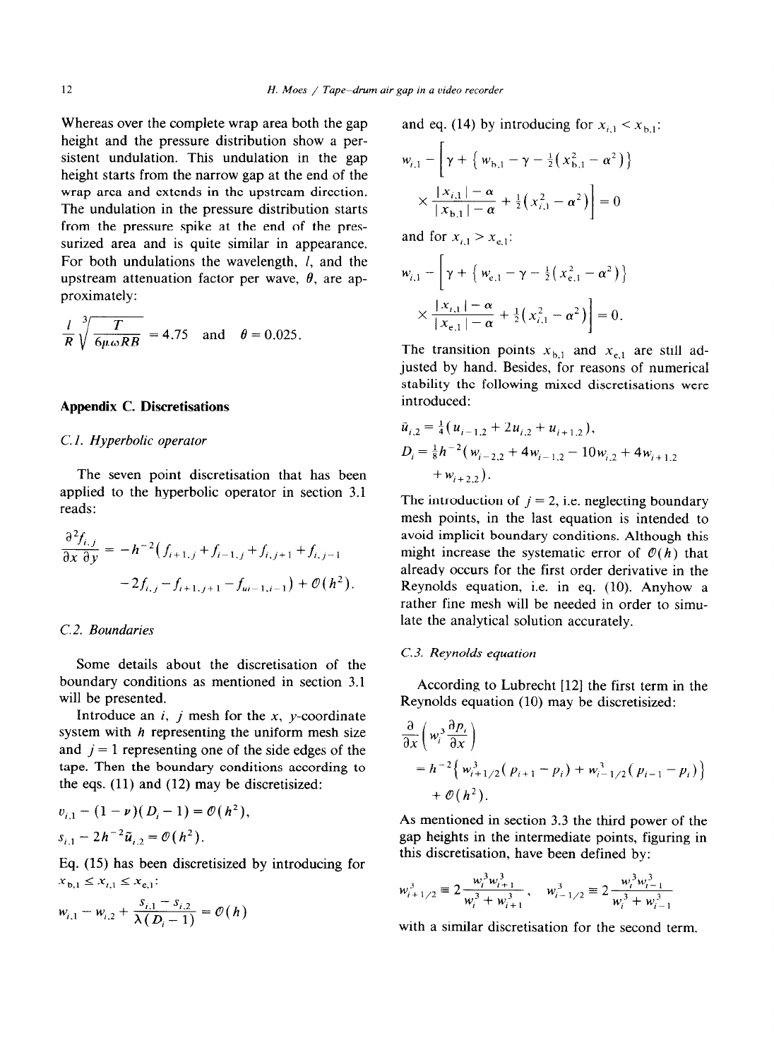Whereas over the complete wrap area both the gap height and the pressure distribution show a persistent undulation. This undulation in the gap height starts from the narrow gap at the end of the wrap area and extends in the upstream direction. The undulation in the pressure distribution starts from the pressure spike at the end of the pressurized area and is quite similar in appearance. For both undulations the wavelength, $l$, and the upstream attenuation factor per wave, $\theta$, are approximately:

$$\frac{l}{R}\sqrt[3]{\frac{T}{6\mu\omega RB}} = 4.75 \quad \text{and} \quad \theta = 0.025.$$

## Appendix C. Discretisations

### C.1. Hyperbolic operator

The seven point discretisation that has been applied to the hyperbolic operator in section 3.1 reads:

$$\frac{\partial^2 f_{i,j}}{\partial x\,\partial y} = -h^{-2}\left(f_{i+1,j} + f_{i-1,j} + f_{i,j+1} + f_{i,j-1} - 2f_{i,j} - f_{i+1,j+1} - f_{i-1,j-1}\right) + \mathcal{O}(h^2).$$

### C.2. Boundaries

Some details about the discretisation of the boundary conditions as mentioned in section 3.1 will be presented.

Introduce an $i$, $j$ mesh for the $x$, $y$-coordinate system with $h$ representing the uniform mesh size and $j = 1$ representing one of the side edges of the tape. Then the boundary conditions according to the eqs. (11) and (12) may be discretisized:

$$v_{i,1} - (1-\nu)(D_i - 1) = \mathcal{O}(h^2),$$

$$s_{i,1} - 2h^{-2}\bar{u}_{i,2} = \mathcal{O}(h^2).$$

Eq. (15) has been discretisized by introducing for $x_{b,1} \le x_{i,1} \le x_{e,1}$:

$$w_{i,1} - w_{i,2} + \frac{s_{i,1} - s_{i,2}}{\lambda(D_i - 1)} = \mathcal{O}(h)$$

and eq. (14) by introducing for $x_{i,1} < x_{b,1}$:

$$w_{i,1} - \left[\gamma + \left\{w_{b,1} - \gamma - \tfrac{1}{2}\left(x_{b,1}^2 - \alpha^2\right)\right\} \times \frac{|x_{i,1}| - \alpha}{|x_{b,1}| - \alpha} + \tfrac{1}{2}\left(x_{i,1}^2 - \alpha^2\right)\right] = 0$$

and for $x_{i,1} > x_{e,1}$:

$$w_{i,1} - \left[\gamma + \left\{w_{e,1} - \gamma - \tfrac{1}{2}\left(x_{e,1}^2 - \alpha^2\right)\right\} \times \frac{|x_{i,1}| - \alpha}{|x_{e,1}| - \alpha} + \tfrac{1}{2}\left(x_{i,1}^2 - \alpha^2\right)\right] = 0.$$

The transition points $x_{b,1}$ and $x_{e,1}$ are still adjusted by hand. Besides, for reasons of numerical stability the following mixed discretisations were introduced:

$$\bar{u}_{i,2} = \tfrac{1}{4}\left(u_{i-1,2} + 2u_{i,2} + u_{i+1,2}\right),$$

$$D_i = \tfrac{1}{8}h^{-2}\left(w_{i-2,2} + 4w_{i-1,2} - 10w_{i,2} + 4w_{i+1,2} + w_{i+2,2}\right).$$

The introduction of $j = 2$, i.e. neglecting boundary mesh points, in the last equation is intended to avoid implicit boundary conditions. Although this might increase the systematic error of $\mathcal{O}(h)$ that already occurs for the first order derivative in the Reynolds equation, i.e. in eq. (10). Anyhow a rather fine mesh will be needed in order to simulate the analytical solution accurately.

### C.3. Reynolds equation

According to Lubrecht [12] the first term in the Reynolds equation (10) may be discretisized:

$$\frac{\partial}{\partial x}\left(w_i^3\frac{\partial p_i}{\partial x}\right) = h^{-2}\left\{w_{i+1/2}^3\left(p_{i+1} - p_i\right) + w_{i-1/2}^3\left(p_{i-1} - p_i\right)\right\} + \mathcal{O}(h^2).$$

As mentioned in section 3.3 the third power of the gap heights in the intermediate points, figuring in this discretisation, have been defined by:

$$w_{i+1/2}^3 \equiv 2\frac{w_i^3 w_{i+1}^3}{w_i^3 + w_{i+1}^3}, \quad w_{i-1/2}^3 \equiv 2\frac{w_i^3 w_{i-1}^3}{w_i^3 + w_{i-1}^3}$$

with a similar discretisation for the second term.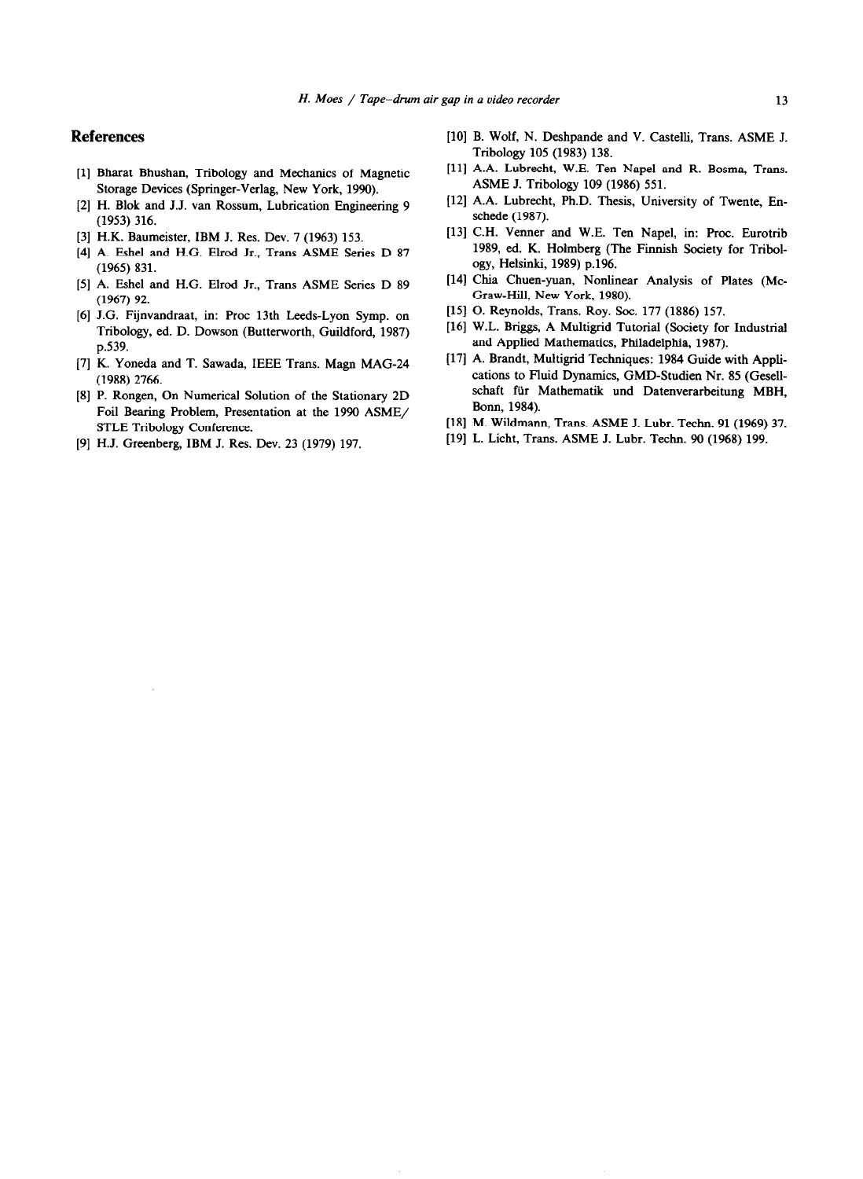## References

[1] Bharat Bhushan, Tribology and Mechanics of Magnetic Storage Devices (Springer-Verlag, New York, 1990).

[2] H. Blok and J.J. van Rossum, Lubrication Engineering 9 (1953) 316.

[3] H.K. Baumeister, IBM J. Res. Dev. 7 (1963) 153.

[4] A. Eshel and H.G. Elrod Jr., Trans ASME Series D 87 (1965) 831.

[5] A. Eshel and H.G. Elrod Jr., Trans ASME Series D 89 (1967) 92.

[6] J.G. Fijnvandraat, in: Proc 13th Leeds-Lyon Symp. on Tribology, ed. D. Dowson (Butterworth, Guildford, 1987) p.539.

[7] K. Yoneda and T. Sawada, IEEE Trans. Magn MAG-24 (1988) 2766.

[8] P. Rongen, On Numerical Solution of the Stationary 2D Foil Bearing Problem, Presentation at the 1990 ASME/STLE Tribology Conference.

[9] H.J. Greenberg, IBM J. Res. Dev. 23 (1979) 197.

[10] B. Wolf, N. Deshpande and V. Castelli, Trans. ASME J. Tribology 105 (1983) 138.

[11] A.A. Lubrecht, W.E. Ten Napel and R. Bosma, Trans. ASME J. Tribology 109 (1986) 551.

[12] A.A. Lubrecht, Ph.D. Thesis, University of Twente, Enschede (1987).

[13] C.H. Venner and W.E. Ten Napel, in: Proc. Eurotrib 1989, ed. K. Holmberg (The Finnish Society for Tribology, Helsinki, 1989) p.196.

[14] Chia Chuen-yuan, Nonlinear Analysis of Plates (McGraw-Hill, New York, 1980).

[15] O. Reynolds, Trans. Roy. Soc. 177 (1886) 157.

[16] W.L. Briggs, A Multigrid Tutorial (Society for Industrial and Applied Mathematics, Philadelphia, 1987).

[17] A. Brandt, Multigrid Techniques: 1984 Guide with Applications to Fluid Dynamics, GMD-Studien Nr. 85 (Gesellschaft für Mathematik und Datenverarbeitung MBH, Bonn, 1984).

[18] M. Wildmann, Trans. ASME J. Lubr. Techn. 91 (1969) 37.

[19] L. Licht, Trans. ASME J. Lubr. Techn. 90 (1968) 199.